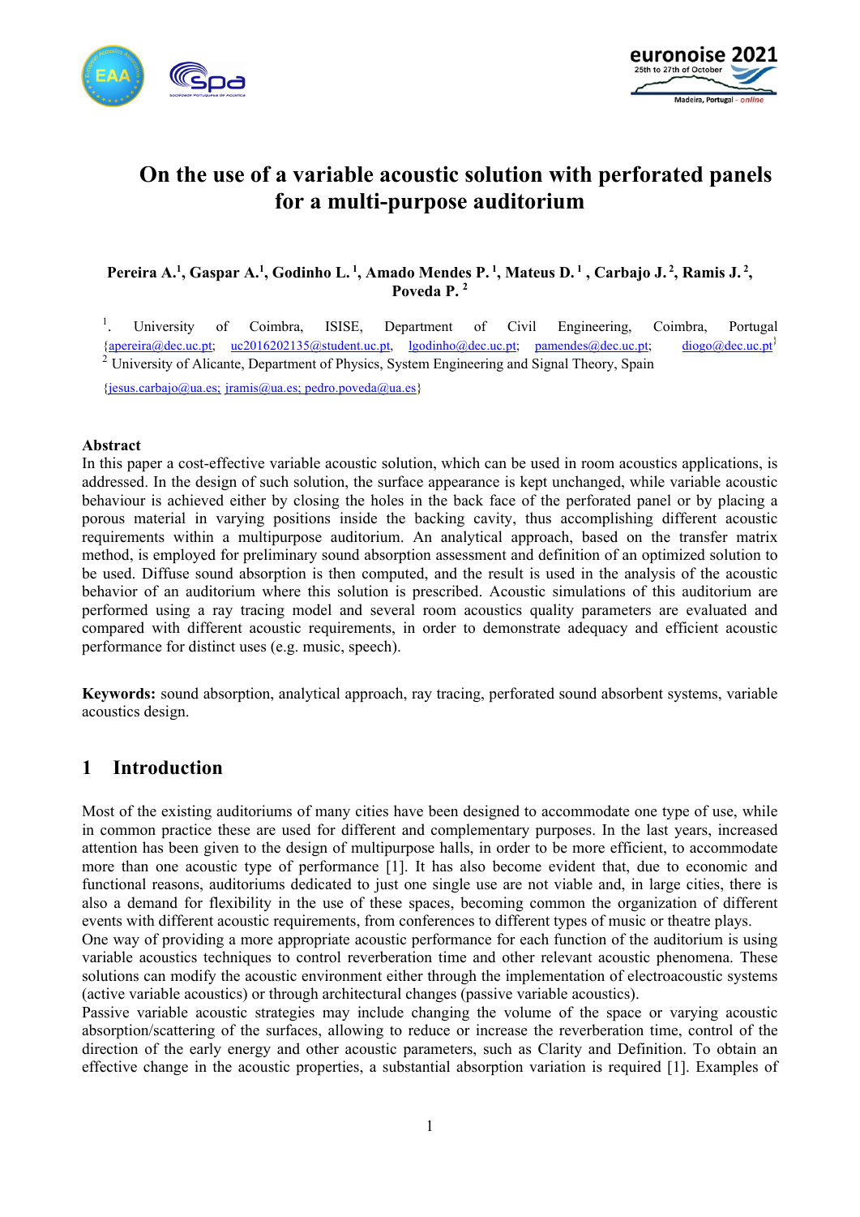# On the use of a variable acoustic solution with perforated panels for a multi-purpose auditorium

**Pereira A.[1], Gaspar A.[1], Godinho L.[1], Amado Mendes P.[1], Mateus D.[1], Carbajo J.[2], Ramis J.[2], Poveda P.[2]**

[1]. University of Coimbra, ISISE, Department of Civil Engineering, Coimbra, Portugal {apereira@dec.uc.pt; uc2016202135@student.uc.pt, lgodinho@dec.uc.pt; pamendes@dec.uc.pt; diogo@dec.uc.pt}

[2] University of Alicante, Department of Physics, System Engineering and Signal Theory, Spain {jesus.carbajo@ua.es; jramis@ua.es; pedro.poveda@ua.es}

**Abstract**

In this paper a cost-effective variable acoustic solution, which can be used in room acoustics applications, is addressed. In the design of such solution, the surface appearance is kept unchanged, while variable acoustic behaviour is achieved either by closing the holes in the back face of the perforated panel or by placing a porous material in varying positions inside the backing cavity, thus accomplishing different acoustic requirements within a multipurpose auditorium. An analytical approach, based on the transfer matrix method, is employed for preliminary sound absorption assessment and definition of an optimized solution to be used. Diffuse sound absorption is then computed, and the result is used in the analysis of the acoustic behavior of an auditorium where this solution is prescribed. Acoustic simulations of this auditorium are performed using a ray tracing model and several room acoustics quality parameters are evaluated and compared with different acoustic requirements, in order to demonstrate adequacy and efficient acoustic performance for distinct uses (e.g. music, speech).

**Keywords:** sound absorption, analytical approach, ray tracing, perforated sound absorbent systems, variable acoustics design.

## 1 Introduction

Most of the existing auditoriums of many cities have been designed to accommodate one type of use, while in common practice these are used for different and complementary purposes. In the last years, increased attention has been given to the design of multipurpose halls, in order to be more efficient, to accommodate more than one acoustic type of performance [1]. It has also become evident that, due to economic and functional reasons, auditoriums dedicated to just one single use are not viable and, in large cities, there is also a demand for flexibility in the use of these spaces, becoming common the organization of different events with different acoustic requirements, from conferences to different types of music or theatre plays.

One way of providing a more appropriate acoustic performance for each function of the auditorium is using variable acoustics techniques to control reverberation time and other relevant acoustic phenomena. These solutions can modify the acoustic environment either through the implementation of electroacoustic systems (active variable acoustics) or through architectural changes (passive variable acoustics).

Passive variable acoustic strategies may include changing the volume of the space or varying acoustic absorption/scattering of the surfaces, allowing to reduce or increase the reverberation time, control of the direction of the early energy and other acoustic parameters, such as Clarity and Definition. To obtain an effective change in the acoustic properties, a substantial absorption variation is required [1]. Examples of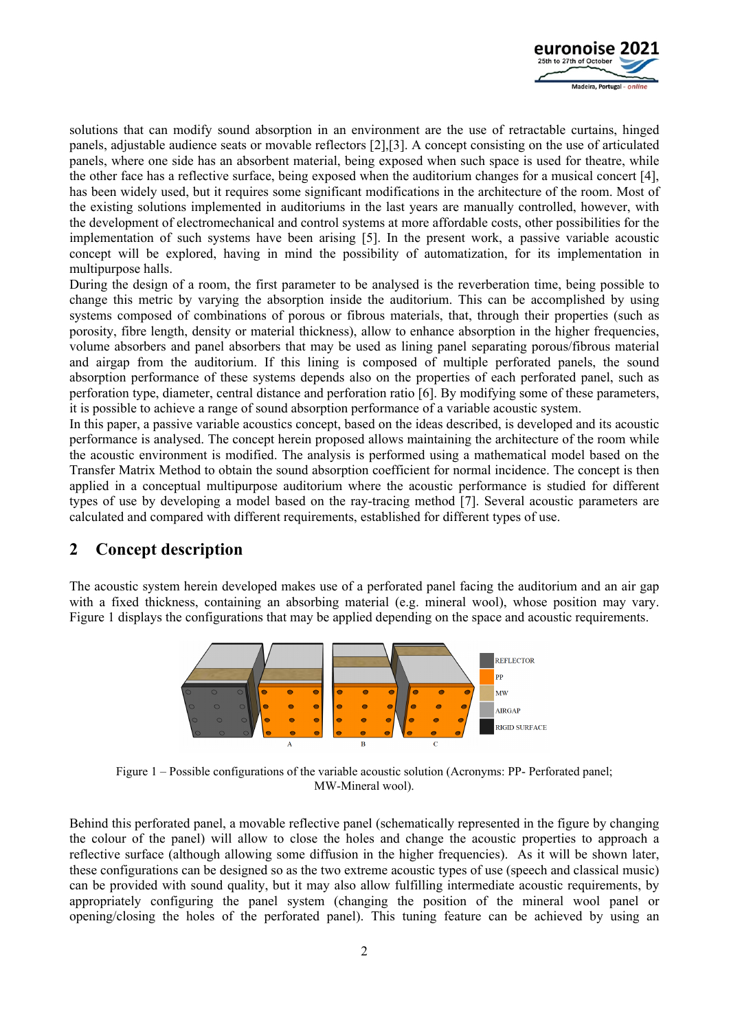solutions that can modify sound absorption in an environment are the use of retractable curtains, hinged panels, adjustable audience seats or movable reflectors [2],[3]. A concept consisting on the use of articulated panels, where one side has an absorbent material, being exposed when such space is used for theatre, while the other face has a reflective surface, being exposed when the auditorium changes for a musical concert [4], has been widely used, but it requires some significant modifications in the architecture of the room. Most of the existing solutions implemented in auditoriums in the last years are manually controlled, however, with the development of electromechanical and control systems at more affordable costs, other possibilities for the implementation of such systems have been arising [5]. In the present work, a passive variable acoustic concept will be explored, having in mind the possibility of automatization, for its implementation in multipurpose halls.

During the design of a room, the first parameter to be analysed is the reverberation time, being possible to change this metric by varying the absorption inside the auditorium. This can be accomplished by using systems composed of combinations of porous or fibrous materials, that, through their properties (such as porosity, fibre length, density or material thickness), allow to enhance absorption in the higher frequencies, volume absorbers and panel absorbers that may be used as lining panel separating porous/fibrous material and airgap from the auditorium. If this lining is composed of multiple perforated panels, the sound absorption performance of these systems depends also on the properties of each perforated panel, such as perforation type, diameter, central distance and perforation ratio [6]. By modifying some of these parameters, it is possible to achieve a range of sound absorption performance of a variable acoustic system.

In this paper, a passive variable acoustics concept, based on the ideas described, is developed and its acoustic performance is analysed. The concept herein proposed allows maintaining the architecture of the room while the acoustic environment is modified. The analysis is performed using a mathematical model based on the Transfer Matrix Method to obtain the sound absorption coefficient for normal incidence. The concept is then applied in a conceptual multipurpose auditorium where the acoustic performance is studied for different types of use by developing a model based on the ray-tracing method [7]. Several acoustic parameters are calculated and compared with different requirements, established for different types of use.

## 2 Concept description

The acoustic system herein developed makes use of a perforated panel facing the auditorium and an air gap with a fixed thickness, containing an absorbing material (e.g. mineral wool), whose position may vary. Figure 1 displays the configurations that may be applied depending on the space and acoustic requirements.

Figure 1 – Possible configurations of the variable acoustic solution (Acronyms: PP- Perforated panel; MW-Mineral wool).

Behind this perforated panel, a movable reflective panel (schematically represented in the figure by changing the colour of the panel) will allow to close the holes and change the acoustic properties to approach a reflective surface (although allowing some diffusion in the higher frequencies). As it will be shown later, these configurations can be designed so as the two extreme acoustic types of use (speech and classical music) can be provided with sound quality, but it may also allow fulfilling intermediate acoustic requirements, by appropriately configuring the panel system (changing the position of the mineral wool panel or opening/closing the holes of the perforated panel). This tuning feature can be achieved by using an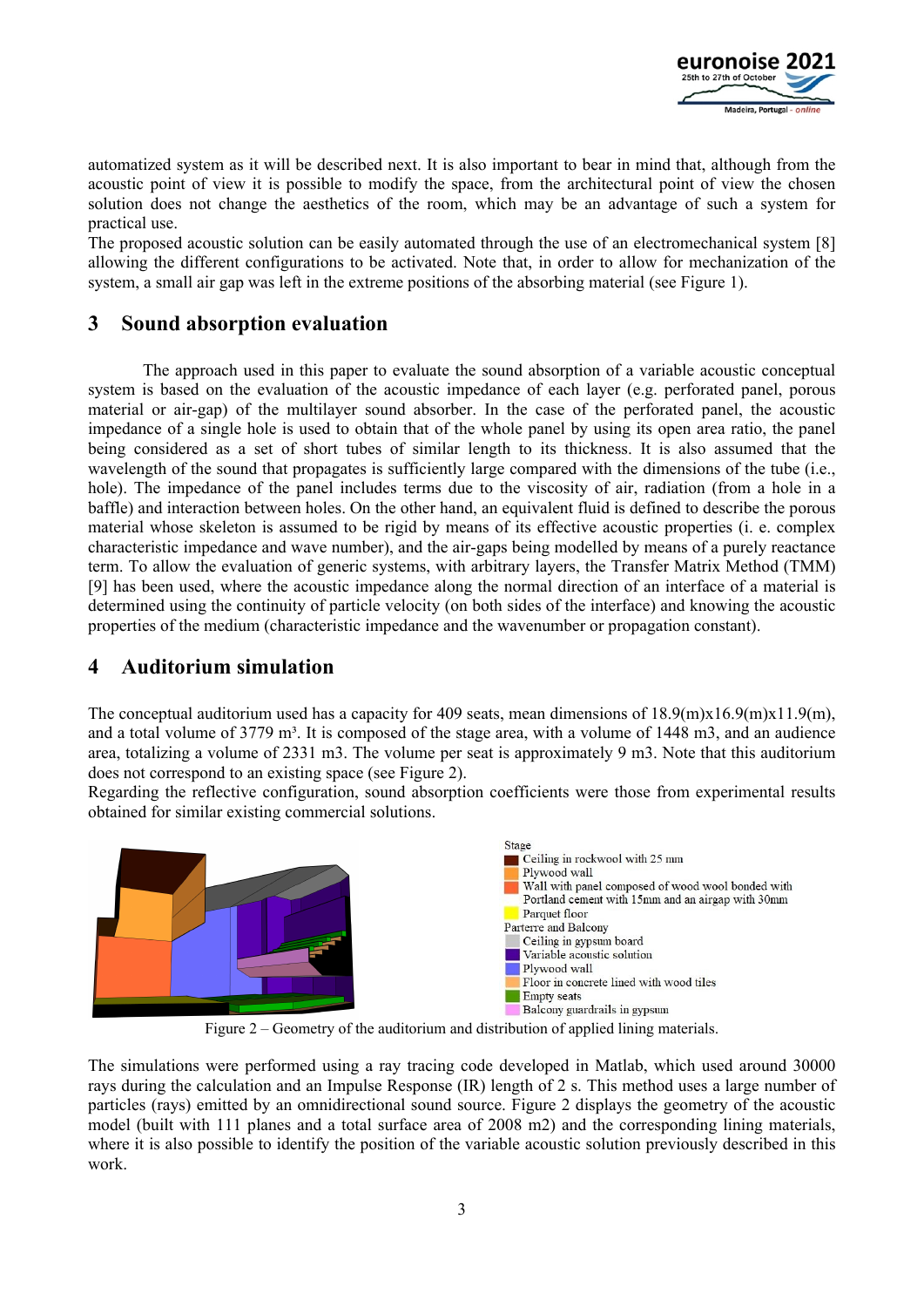automatized system as it will be described next. It is also important to bear in mind that, although from the acoustic point of view it is possible to modify the space, from the architectural point of view the chosen solution does not change the aesthetics of the room, which may be an advantage of such a system for practical use.

The proposed acoustic solution can be easily automated through the use of an electromechanical system [8] allowing the different configurations to be activated. Note that, in order to allow for mechanization of the system, a small air gap was left in the extreme positions of the absorbing material (see Figure 1).

## 3 Sound absorption evaluation

The approach used in this paper to evaluate the sound absorption of a variable acoustic conceptual system is based on the evaluation of the acoustic impedance of each layer (e.g. perforated panel, porous material or air-gap) of the multilayer sound absorber. In the case of the perforated panel, the acoustic impedance of a single hole is used to obtain that of the whole panel by using its open area ratio, the panel being considered as a set of short tubes of similar length to its thickness. It is also assumed that the wavelength of the sound that propagates is sufficiently large compared with the dimensions of the tube (i.e., hole). The impedance of the panel includes terms due to the viscosity of air, radiation (from a hole in a baffle) and interaction between holes. On the other hand, an equivalent fluid is defined to describe the porous material whose skeleton is assumed to be rigid by means of its effective acoustic properties (i. e. complex characteristic impedance and wave number), and the air-gaps being modelled by means of a purely reactance term. To allow the evaluation of generic systems, with arbitrary layers, the Transfer Matrix Method (TMM) [9] has been used, where the acoustic impedance along the normal direction of an interface of a material is determined using the continuity of particle velocity (on both sides of the interface) and knowing the acoustic properties of the medium (characteristic impedance and the wavenumber or propagation constant).

## 4 Auditorium simulation

The conceptual auditorium used has a capacity for 409 seats, mean dimensions of 18.9(m)x16.9(m)x11.9(m), and a total volume of 3779 m³. It is composed of the stage area, with a volume of 1448 m3, and an audience area, totalizing a volume of 2331 m3. The volume per seat is approximately 9 m3. Note that this auditorium does not correspond to an existing space (see Figure 2).

Regarding the reflective configuration, sound absorption coefficients were those from experimental results obtained for similar existing commercial solutions.

Stage
- Ceiling in rockwool with 25 mm
- Plywood wall
- Wall with panel composed of wood wool bonded with Portland cement with 15mm and an airgap with 30mm
- Parquet floor

Parterre and Balcony
- Ceiling in gypsum board
- Variable acoustic solution
- Plywood wall
- Floor in concrete lined with wood tiles
- Empty seats
- Balcony guardrails in gypsum

Figure 2 – Geometry of the auditorium and distribution of applied lining materials.

The simulations were performed using a ray tracing code developed in Matlab, which used around 30000 rays during the calculation and an Impulse Response (IR) length of 2 s. This method uses a large number of particles (rays) emitted by an omnidirectional sound source. Figure 2 displays the geometry of the acoustic model (built with 111 planes and a total surface area of 2008 m2) and the corresponding lining materials, where it is also possible to identify the position of the variable acoustic solution previously described in this work.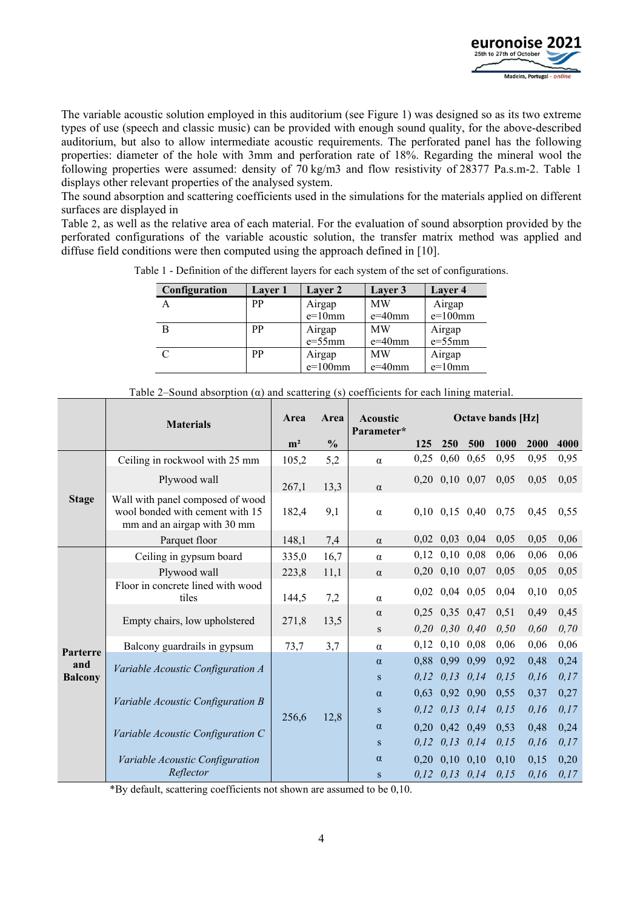The variable acoustic solution employed in this auditorium (see Figure 1) was designed so as its two extreme types of use (speech and classic music) can be provided with enough sound quality, for the above-described auditorium, but also to allow intermediate acoustic requirements. The perforated panel has the following properties: diameter of the hole with 3mm and perforation rate of 18%. Regarding the mineral wool the following properties were assumed: density of 70 kg/m3 and flow resistivity of 28377 Pa.s.m-2. Table 1 displays other relevant properties of the analysed system.

The sound absorption and scattering coefficients used in the simulations for the materials applied on different surfaces are displayed in

Table 2, as well as the relative area of each material. For the evaluation of sound absorption provided by the perforated configurations of the variable acoustic solution, the transfer matrix method was applied and diffuse field conditions were then computed using the approach defined in [10].

Table 1 - Definition of the different layers for each system of the set of configurations.

| Configuration | Layer 1 | Layer 2 | Layer 3 | Layer 4 |
|---|---|---|---|---|
| A | PP | Airgap e=10mm | MW e=40mm | Airgap e=100mm |
| B | PP | Airgap e=55mm | MW e=40mm | Airgap e=55mm |
| C | PP | Airgap e=100mm | MW e=40mm | Airgap e=10mm |

Table 2–Sound absorption (α) and scattering (s) coefficients for each lining material.

| | Materials | Area | Area | Acoustic Parameter* | Octave bands [Hz] | | | | | |
|---|---|---|---|---|---|---|---|---|---|---|
| | | m² | % | | 125 | 250 | 500 | 1000 | 2000 | 4000 |
| Stage | Ceiling in rockwool with 25 mm | 105,2 | 5,2 | α | 0,25 | 0,60 | 0,65 | 0,95 | 0,95 | 0,95 |
| | Plywood wall | 267,1 | 13,3 | α | 0,20 | 0,10 | 0,07 | 0,05 | 0,05 | 0,05 |
| | Wall with panel composed of wood wool bonded with cement with 15 mm and an airgap with 30 mm | 182,4 | 9,1 | α | 0,10 | 0,15 | 0,40 | 0,75 | 0,45 | 0,55 |
| | Parquet floor | 148,1 | 7,4 | α | 0,02 | 0,03 | 0,04 | 0,05 | 0,05 | 0,06 |
| Parterre and Balcony | Ceiling in gypsum board | 335,0 | 16,7 | α | 0,12 | 0,10 | 0,08 | 0,06 | 0,06 | 0,06 |
| | Plywood wall | 223,8 | 11,1 | α | 0,20 | 0,10 | 0,07 | 0,05 | 0,05 | 0,05 |
| | Floor in concrete lined with wood tiles | 144,5 | 7,2 | α | 0,02 | 0,04 | 0,05 | 0,04 | 0,10 | 0,05 |
| | Empty chairs, low upholstered | 271,8 | 13,5 | α | 0,25 | 0,35 | 0,47 | 0,51 | 0,49 | 0,45 |
| | | | | s | *0,20* | *0,30* | *0,40* | *0,50* | *0,60* | *0,70* |
| | Balcony guardrails in gypsum | 73,7 | 3,7 | α | 0,12 | 0,10 | 0,08 | 0,06 | 0,06 | 0,06 |
| | *Variable Acoustic Configuration A* | 256,6 | 12,8 | α | 0,88 | 0,99 | 0,99 | 0,92 | 0,48 | 0,24 |
| | | | | s | *0,12* | *0,13* | *0,14* | *0,15* | *0,16* | *0,17* |
| | *Variable Acoustic Configuration B* | | | α | 0,63 | 0,92 | 0,90 | 0,55 | 0,37 | 0,27 |
| | | | | s | *0,12* | *0,13* | *0,14* | *0,15* | *0,16* | *0,17* |
| | *Variable Acoustic Configuration C* | | | α | 0,20 | 0,42 | 0,49 | 0,53 | 0,48 | 0,24 |
| | | | | s | *0,12* | *0,13* | *0,14* | *0,15* | *0,16* | *0,17* |
| | *Variable Acoustic Configuration Reflector* | | | α | 0,20 | 0,10 | 0,10 | 0,10 | 0,15 | 0,20 |
| | | | | s | *0,12* | *0,13* | *0,14* | *0,15* | *0,16* | *0,17* |

*By default, scattering coefficients not shown are assumed to be 0,10.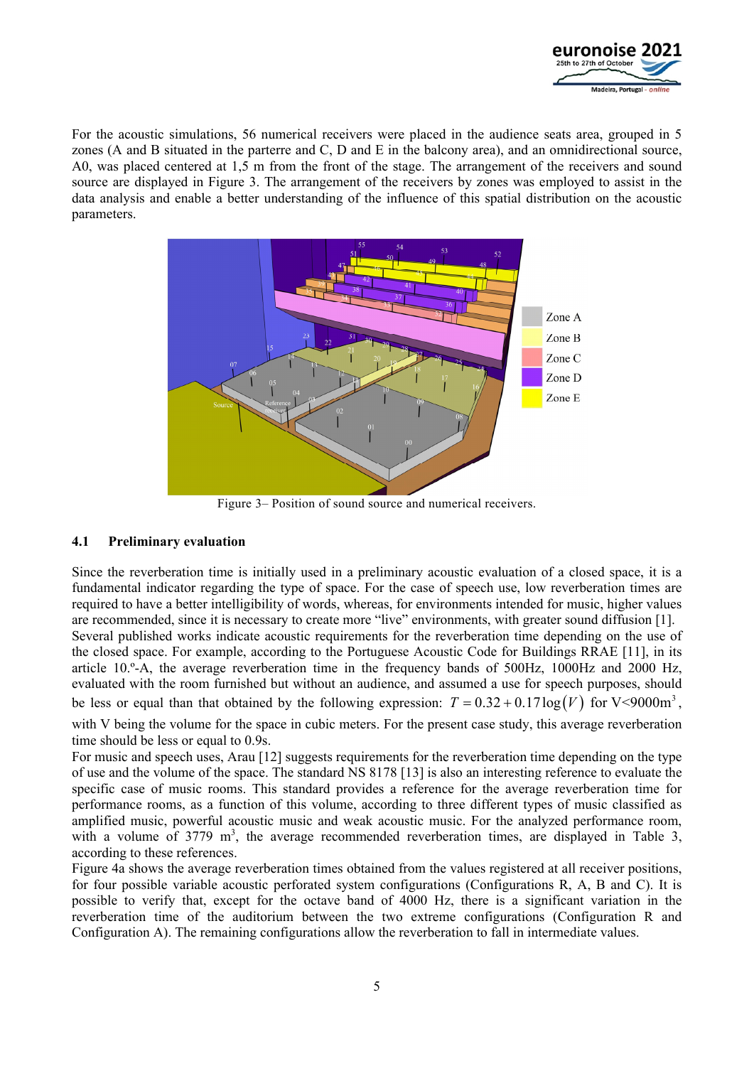For the acoustic simulations, 56 numerical receivers were placed in the audience seats area, grouped in 5 zones (A and B situated in the parterre and C, D and E in the balcony area), and an omnidirectional source, A0, was placed centered at 1,5 m from the front of the stage. The arrangement of the receivers and sound source are displayed in Figure 3. The arrangement of the receivers by zones was employed to assist in the data analysis and enable a better understanding of the influence of this spatial distribution on the acoustic parameters.

Figure 3– Position of sound source and numerical receivers.

### 4.1 Preliminary evaluation

Since the reverberation time is initially used in a preliminary acoustic evaluation of a closed space, it is a fundamental indicator regarding the type of space. For the case of speech use, low reverberation times are required to have a better intelligibility of words, whereas, for environments intended for music, higher values are recommended, since it is necessary to create more "live" environments, with greater sound diffusion [1]. Several published works indicate acoustic requirements for the reverberation time depending on the use of the closed space. For example, according to the Portuguese Acoustic Code for Buildings RRAE [11], in its article 10.º-A, the average reverberation time in the frequency bands of 500Hz, 1000Hz and 2000 Hz, evaluated with the room furnished but without an audience, and assumed a use for speech purposes, should be less or equal than that obtained by the following expression: $T = 0.32 + 0.17\log(V)$ for V<9000m$^3$, with V being the volume for the space in cubic meters. For the present case study, this average reverberation time should be less or equal to 0.9s.

For music and speech uses, Arau [12] suggests requirements for the reverberation time depending on the type of use and the volume of the space. The standard NS 8178 [13] is also an interesting reference to evaluate the specific case of music rooms. This standard provides a reference for the average reverberation time for performance rooms, as a function of this volume, according to three different types of music classified as amplified music, powerful acoustic music and weak acoustic music. For the analyzed performance room, with a volume of 3779 m$^3$, the average recommended reverberation times, are displayed in Table 3, according to these references.

Figure 4a shows the average reverberation times obtained from the values registered at all receiver positions, for four possible variable acoustic perforated system configurations (Configurations R, A, B and C). It is possible to verify that, except for the octave band of 4000 Hz, there is a significant variation in the reverberation time of the auditorium between the two extreme configurations (Configuration R and Configuration A). The remaining configurations allow the reverberation to fall in intermediate values.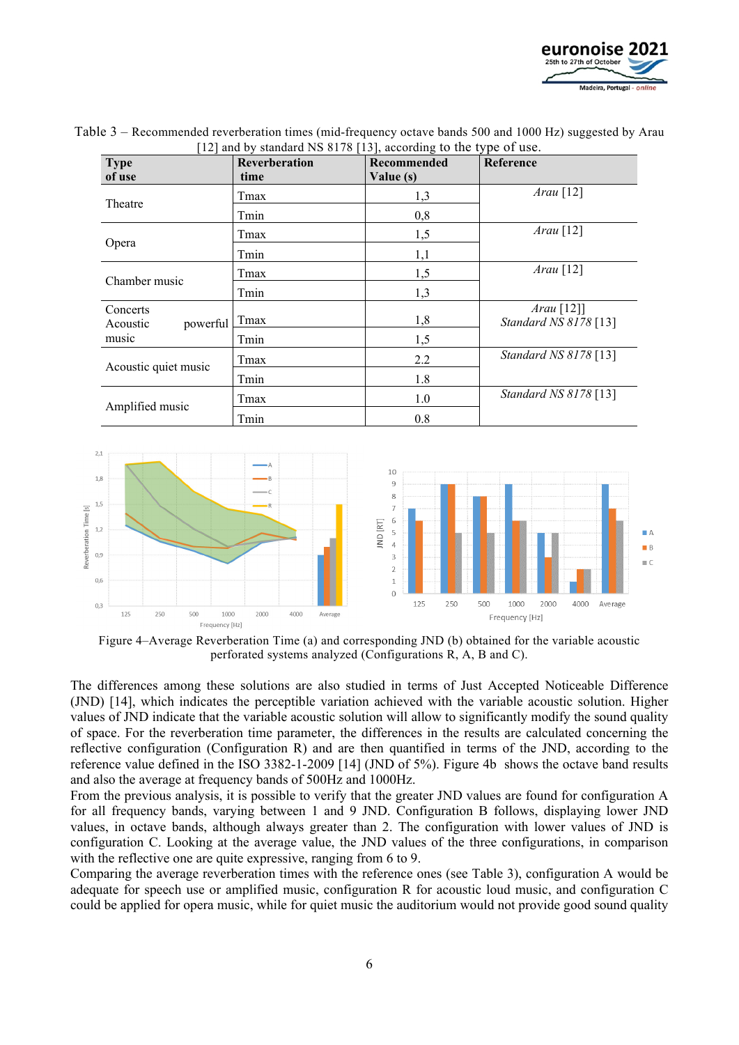Table 3 – Recommended reverberation times (mid-frequency octave bands 500 and 1000 Hz) suggested by Arau [12] and by standard NS 8178 [13], according to the type of use.

| Type of use | Reverberation time | Recommended Value (s) | Reference |
|---|---|---|---|
| Theatre | Tmax | 1,3 | *Arau* [12] |
| | Tmin | 0,8 | |
| Opera | Tmax | 1,5 | *Arau* [12] |
| | Tmin | 1,1 | |
| Chamber music | Tmax | 1,5 | *Arau* [12] |
| | Tmin | 1,3 | |
| Concerts Acoustic powerful music | Tmax | 1,8 | *Arau* [12]] *Standard NS 8178* [13] |
| | Tmin | 1,5 | |
| Acoustic quiet music | Tmax | 2.2 | *Standard NS 8178* [13] |
| | Tmin | 1.8 | |
| Amplified music | Tmax | 1.0 | *Standard NS 8178* [13] |
| | Tmin | 0.8 | |

Figure 4–Average Reverberation Time (a) and corresponding JND (b) obtained for the variable acoustic perforated systems analyzed (Configurations R, A, B and C).

The differences among these solutions are also studied in terms of Just Accepted Noticeable Difference (JND) [14], which indicates the perceptible variation achieved with the variable acoustic solution. Higher values of JND indicate that the variable acoustic solution will allow to significantly modify the sound quality of space. For the reverberation time parameter, the differences in the results are calculated concerning the reflective configuration (Configuration R) and are then quantified in terms of the JND, according to the reference value defined in the ISO 3382-1-2009 [14] (JND of 5%). Figure 4b shows the octave band results and also the average at frequency bands of 500Hz and 1000Hz.

From the previous analysis, it is possible to verify that the greater JND values are found for configuration A for all frequency bands, varying between 1 and 9 JND. Configuration B follows, displaying lower JND values, in octave bands, although always greater than 2. The configuration with lower values of JND is configuration C. Looking at the average value, the JND values of the three configurations, in comparison with the reflective one are quite expressive, ranging from 6 to 9.

Comparing the average reverberation times with the reference ones (see Table 3), configuration A would be adequate for speech use or amplified music, configuration R for acoustic loud music, and configuration C could be applied for opera music, while for quiet music the auditorium would not provide good sound quality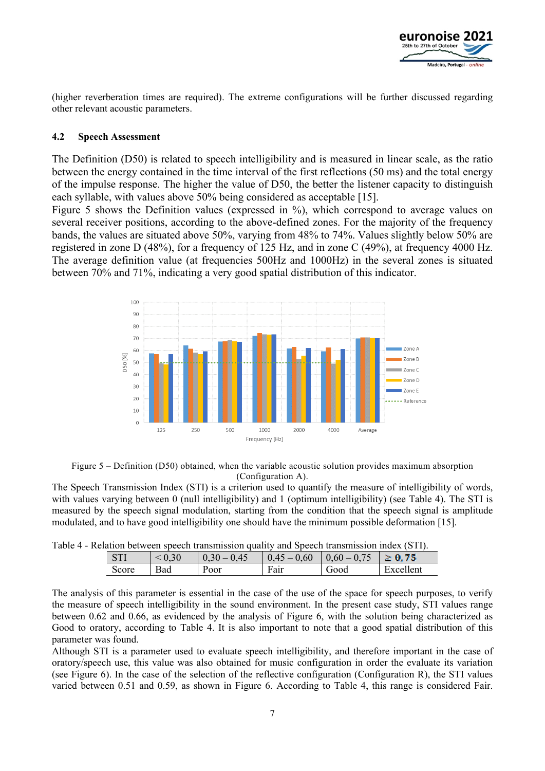(higher reverberation times are required). The extreme configurations will be further discussed regarding other relevant acoustic parameters.

### 4.2 Speech Assessment

The Definition (D50) is related to speech intelligibility and is measured in linear scale, as the ratio between the energy contained in the time interval of the first reflections (50 ms) and the total energy of the impulse response. The higher the value of D50, the better the listener capacity to distinguish each syllable, with values above 50% being considered as acceptable [15].

Figure 5 shows the Definition values (expressed in %), which correspond to average values on several receiver positions, according to the above-defined zones. For the majority of the frequency bands, the values are situated above 50%, varying from 48% to 74%. Values slightly below 50% are registered in zone D (48%), for a frequency of 125 Hz, and in zone C (49%), at frequency 4000 Hz. The average definition value (at frequencies 500Hz and 1000Hz) in the several zones is situated between 70% and 71%, indicating a very good spatial distribution of this indicator.

Figure 5 – Definition (D50) obtained, when the variable acoustic solution provides maximum absorption (Configuration A).

The Speech Transmission Index (STI) is a criterion used to quantify the measure of intelligibility of words, with values varying between 0 (null intelligibility) and 1 (optimum intelligibility) (see Table 4). The STI is measured by the speech signal modulation, starting from the condition that the speech signal is amplitude modulated, and to have good intelligibility one should have the minimum possible deformation [15].

Table 4 - Relation between speech transmission quality and Speech transmission index (STI).

| STI | < 0,30 | 0,30 – 0,45 | 0,45 – 0,60 | 0,60 – 0,75 | ≥ 0,75 |
|---|---|---|---|---|---|
| Score | Bad | Poor | Fair | Good | Excellent |

The analysis of this parameter is essential in the case of the use of the space for speech purposes, to verify the measure of speech intelligibility in the sound environment. In the present case study, STI values range between 0.62 and 0.66, as evidenced by the analysis of Figure 6, with the solution being characterized as Good to oratory, according to Table 4. It is also important to note that a good spatial distribution of this parameter was found.

Although STI is a parameter used to evaluate speech intelligibility, and therefore important in the case of oratory/speech use, this value was also obtained for music configuration in order the evaluate its variation (see Figure 6). In the case of the selection of the reflective configuration (Configuration R), the STI values varied between 0.51 and 0.59, as shown in Figure 6. According to Table 4, this range is considered Fair.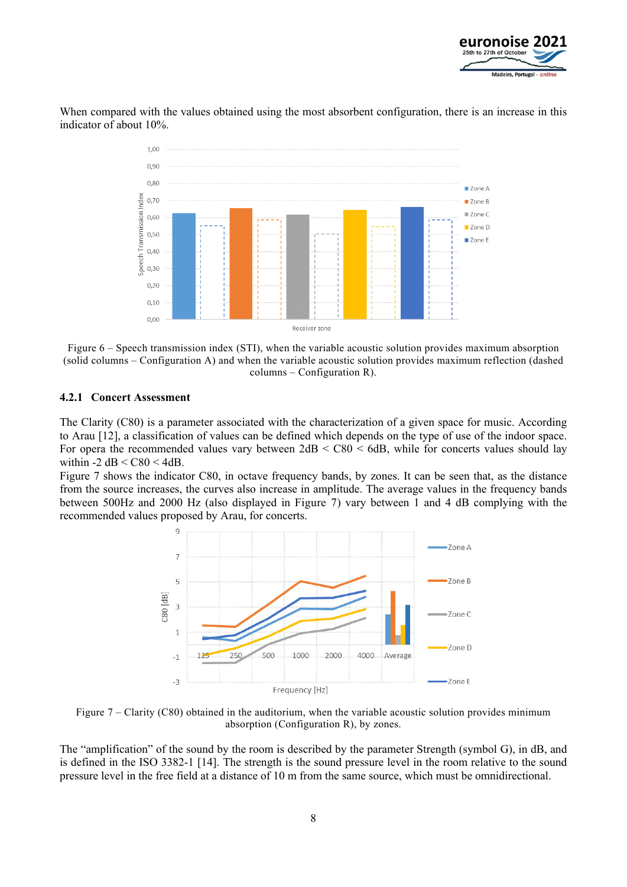When compared with the values obtained using the most absorbent configuration, there is an increase in this indicator of about 10%.

Figure 6 – Speech transmission index (STI), when the variable acoustic solution provides maximum absorption (solid columns – Configuration A) and when the variable acoustic solution provides maximum reflection (dashed columns – Configuration R).

### 4.2.1 Concert Assessment

The Clarity (C80) is a parameter associated with the characterization of a given space for music. According to Arau [12], a classification of values can be defined which depends on the type of use of the indoor space. For opera the recommended values vary between 2dB < C80 < 6dB, while for concerts values should lay within -2 dB < C80 < 4dB.

Figure 7 shows the indicator C80, in octave frequency bands, by zones. It can be seen that, as the distance from the source increases, the curves also increase in amplitude. The average values in the frequency bands between 500Hz and 2000 Hz (also displayed in Figure 7) vary between 1 and 4 dB complying with the recommended values proposed by Arau, for concerts.

Figure 7 – Clarity (C80) obtained in the auditorium, when the variable acoustic solution provides minimum absorption (Configuration R), by zones.

The "amplification" of the sound by the room is described by the parameter Strength (symbol G), in dB, and is defined in the ISO 3382-1 [14]. The strength is the sound pressure level in the room relative to the sound pressure level in the free field at a distance of 10 m from the same source, which must be omnidirectional.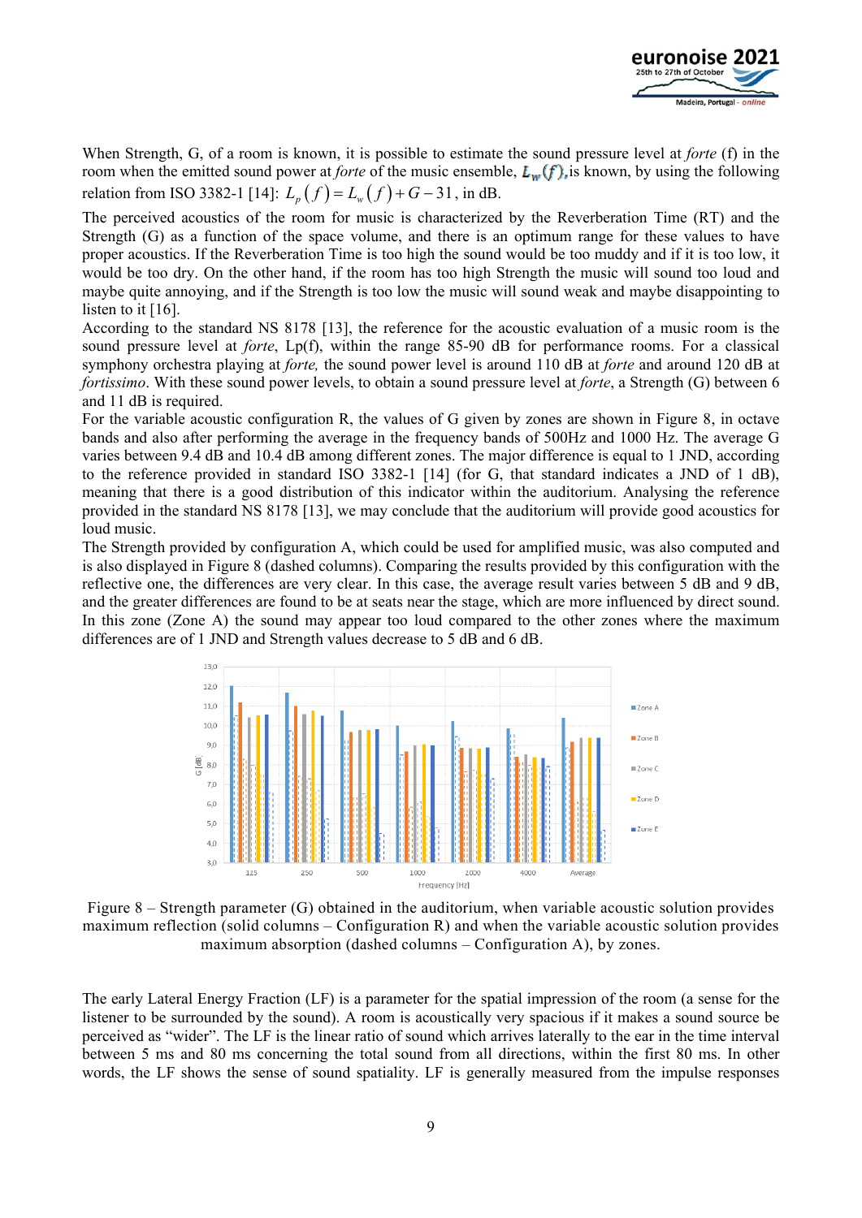When Strength, G, of a room is known, it is possible to estimate the sound pressure level at *forte* (f) in the room when the emitted sound power at *forte* of the music ensemble, $L_w(f)$, is known, by using the following relation from ISO 3382-1 [14]: $L_p(f) = L_w(f) + G - 31$, in dB.

The perceived acoustics of the room for music is characterized by the Reverberation Time (RT) and the Strength (G) as a function of the space volume, and there is an optimum range for these values to have proper acoustics. If the Reverberation Time is too high the sound would be too muddy and if it is too low, it would be too dry. On the other hand, if the room has too high Strength the music will sound too loud and maybe quite annoying, and if the Strength is too low the music will sound weak and maybe disappointing to listen to it [16].

According to the standard NS 8178 [13], the reference for the acoustic evaluation of a music room is the sound pressure level at *forte*, Lp(f), within the range 85-90 dB for performance rooms. For a classical symphony orchestra playing at *forte,* the sound power level is around 110 dB at *forte* and around 120 dB at *fortissimo*. With these sound power levels, to obtain a sound pressure level at *forte*, a Strength (G) between 6 and 11 dB is required.

For the variable acoustic configuration R, the values of G given by zones are shown in Figure 8, in octave bands and also after performing the average in the frequency bands of 500Hz and 1000 Hz. The average G varies between 9.4 dB and 10.4 dB among different zones. The major difference is equal to 1 JND, according to the reference provided in standard ISO 3382-1 [14] (for G, that standard indicates a JND of 1 dB), meaning that there is a good distribution of this indicator within the auditorium. Analysing the reference provided in the standard NS 8178 [13], we may conclude that the auditorium will provide good acoustics for loud music.

The Strength provided by configuration A, which could be used for amplified music, was also computed and is also displayed in Figure 8 (dashed columns). Comparing the results provided by this configuration with the reflective one, the differences are very clear. In this case, the average result varies between 5 dB and 9 dB, and the greater differences are found to be at seats near the stage, which are more influenced by direct sound. In this zone (Zone A) the sound may appear too loud compared to the other zones where the maximum differences are of 1 JND and Strength values decrease to 5 dB and 6 dB.

Figure 8 – Strength parameter (G) obtained in the auditorium, when variable acoustic solution provides maximum reflection (solid columns – Configuration R) and when the variable acoustic solution provides maximum absorption (dashed columns – Configuration A), by zones.

The early Lateral Energy Fraction (LF) is a parameter for the spatial impression of the room (a sense for the listener to be surrounded by the sound). A room is acoustically very spacious if it makes a sound source be perceived as "wider". The LF is the linear ratio of sound which arrives laterally to the ear in the time interval between 5 ms and 80 ms concerning the total sound from all directions, within the first 80 ms. In other words, the LF shows the sense of sound spatiality. LF is generally measured from the impulse responses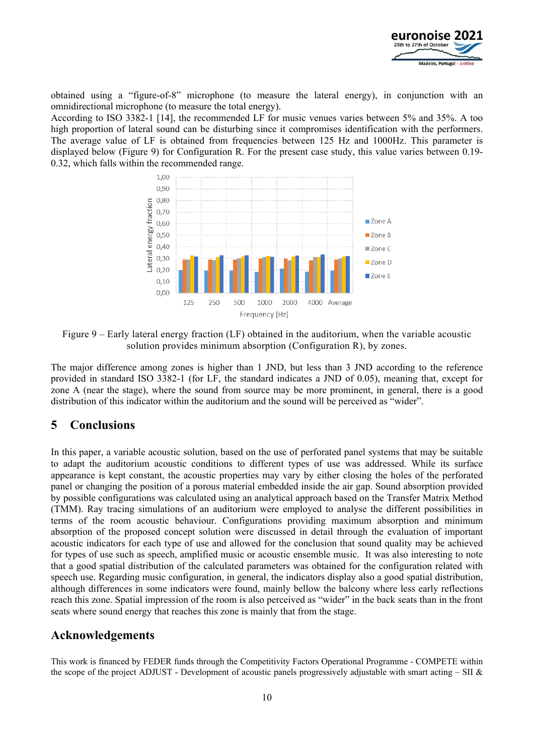obtained using a "figure-of-8" microphone (to measure the lateral energy), in conjunction with an omnidirectional microphone (to measure the total energy).

According to ISO 3382-1 [14], the recommended LF for music venues varies between 5% and 35%. A too high proportion of lateral sound can be disturbing since it compromises identification with the performers. The average value of LF is obtained from frequencies between 125 Hz and 1000Hz. This parameter is displayed below (Figure 9) for Configuration R. For the present case study, this value varies between 0.19-0.32, which falls within the recommended range.

Figure 9 – Early lateral energy fraction (LF) obtained in the auditorium, when the variable acoustic solution provides minimum absorption (Configuration R), by zones.

The major difference among zones is higher than 1 JND, but less than 3 JND according to the reference provided in standard ISO 3382-1 (for LF, the standard indicates a JND of 0.05), meaning that, except for zone A (near the stage), where the sound from source may be more prominent, in general, there is a good distribution of this indicator within the auditorium and the sound will be perceived as "wider".

## 5 Conclusions

In this paper, a variable acoustic solution, based on the use of perforated panel systems that may be suitable to adapt the auditorium acoustic conditions to different types of use was addressed. While its surface appearance is kept constant, the acoustic properties may vary by either closing the holes of the perforated panel or changing the position of a porous material embedded inside the air gap. Sound absorption provided by possible configurations was calculated using an analytical approach based on the Transfer Matrix Method (TMM). Ray tracing simulations of an auditorium were employed to analyse the different possibilities in terms of the room acoustic behaviour. Configurations providing maximum absorption and minimum absorption of the proposed concept solution were discussed in detail through the evaluation of important acoustic indicators for each type of use and allowed for the conclusion that sound quality may be achieved for types of use such as speech, amplified music or acoustic ensemble music. It was also interesting to note that a good spatial distribution of the calculated parameters was obtained for the configuration related with speech use. Regarding music configuration, in general, the indicators display also a good spatial distribution, although differences in some indicators were found, mainly bellow the balcony where less early reflections reach this zone. Spatial impression of the room is also perceived as "wider" in the back seats than in the front seats where sound energy that reaches this zone is mainly that from the stage.

## Acknowledgements

This work is financed by FEDER funds through the Competitivity Factors Operational Programme - COMPETE within the scope of the project ADJUST - Development of acoustic panels progressively adjustable with smart acting – SII &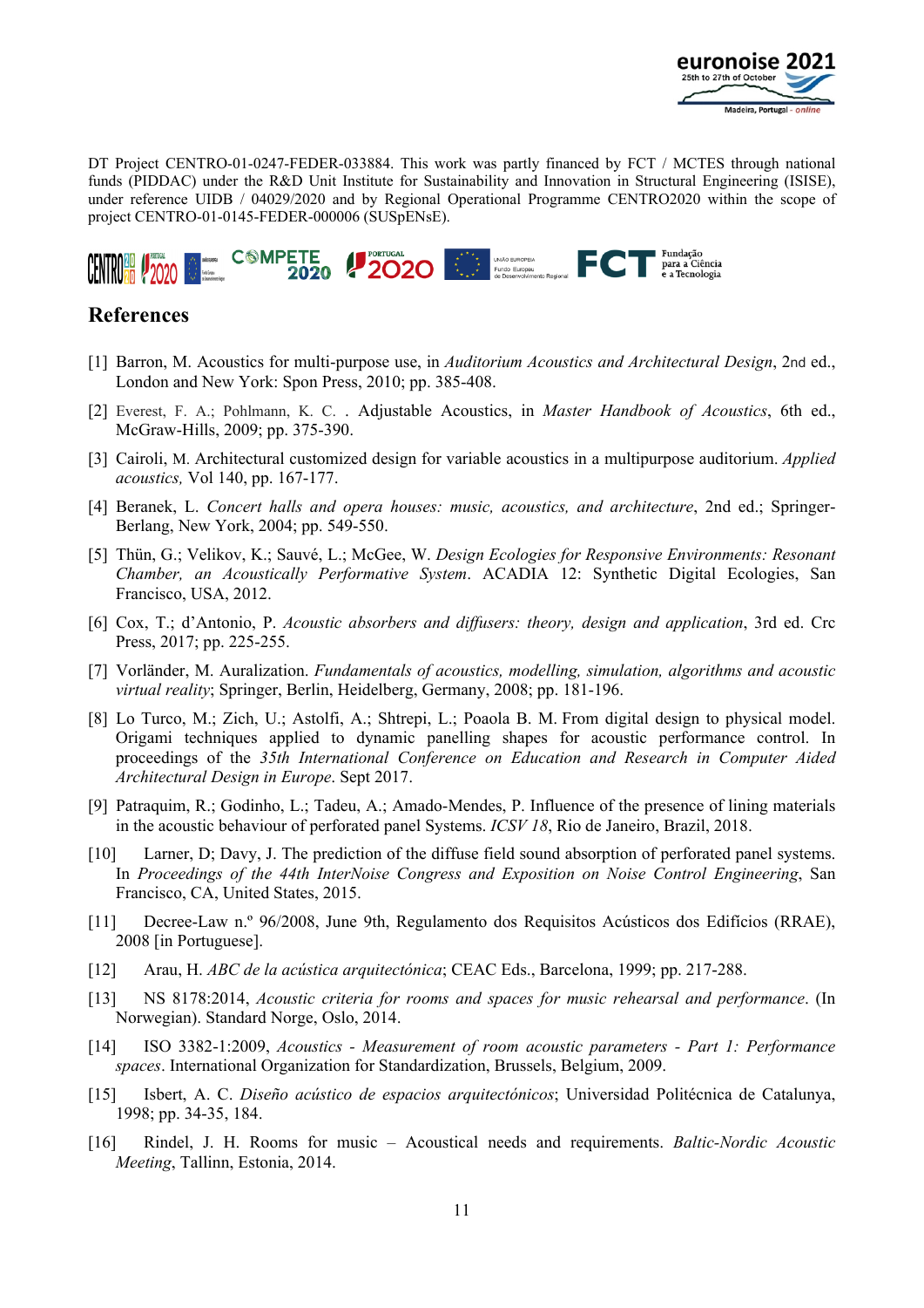DT Project CENTRO-01-0247-FEDER-033884. This work was partly financed by FCT / MCTES through national funds (PIDDAC) under the R&D Unit Institute for Sustainability and Innovation in Structural Engineering (ISISE), under reference UIDB / 04029/2020 and by Regional Operational Programme CENTRO2020 within the scope of project CENTRO-01-0145-FEDER-000006 (SUSpENsE).

## References

[1] Barron, M. Acoustics for multi-purpose use, in *Auditorium Acoustics and Architectural Design*, 2nd ed., London and New York: Spon Press, 2010; pp. 385-408.

[2] Everest, F. A.; Pohlmann, K. C. . Adjustable Acoustics, in *Master Handbook of Acoustics*, 6th ed., McGraw-Hills, 2009; pp. 375-390.

[3] Cairoli, M. Architectural customized design for variable acoustics in a multipurpose auditorium. *Applied acoustics,* Vol 140, pp. 167-177.

[4] Beranek, L. *Concert halls and opera houses: music, acoustics, and architecture*, 2nd ed.; Springer-Berlang, New York, 2004; pp. 549-550.

[5] Thün, G.; Velikov, K.; Sauvé, L.; McGee, W. *Design Ecologies for Responsive Environments: Resonant Chamber, an Acoustically Performative System*. ACADIA 12: Synthetic Digital Ecologies, San Francisco, USA, 2012.

[6] Cox, T.; d'Antonio, P. *Acoustic absorbers and diffusers: theory, design and application*, 3rd ed. Crc Press, 2017; pp. 225-255.

[7] Vorländer, M. Auralization. *Fundamentals of acoustics, modelling, simulation, algorithms and acoustic virtual reality*; Springer, Berlin, Heidelberg, Germany, 2008; pp. 181-196.

[8] Lo Turco, M.; Zich, U.; Astolfi, A.; Shtrepi, L.; Poaola B. M. From digital design to physical model. Origami techniques applied to dynamic panelling shapes for acoustic performance control. In proceedings of the *35th International Conference on Education and Research in Computer Aided Architectural Design in Europe*. Sept 2017.

[9] Patraquim, R.; Godinho, L.; Tadeu, A.; Amado-Mendes, P. Influence of the presence of lining materials in the acoustic behaviour of perforated panel Systems. *ICSV 18*, Rio de Janeiro, Brazil, 2018.

[10] Larner, D; Davy, J. The prediction of the diffuse field sound absorption of perforated panel systems. In *Proceedings of the 44th InterNoise Congress and Exposition on Noise Control Engineering*, San Francisco, CA, United States, 2015.

[11] Decree-Law n.º 96/2008, June 9th, Regulamento dos Requisitos Acústicos dos Edifícios (RRAE), 2008 [in Portuguese].

[12] Arau, H. *ABC de la acústica arquitectónica*; CEAC Eds., Barcelona, 1999; pp. 217-288.

[13] NS 8178:2014, *Acoustic criteria for rooms and spaces for music rehearsal and performance*. (In Norwegian). Standard Norge, Oslo, 2014.

[14] ISO 3382-1:2009, *Acoustics - Measurement of room acoustic parameters - Part 1: Performance spaces*. International Organization for Standardization, Brussels, Belgium, 2009.

[15] Isbert, A. C. *Diseño acústico de espacios arquitectónicos*; Universidad Politécnica de Catalunya, 1998; pp. 34-35, 184.

[16] Rindel, J. H. Rooms for music – Acoustical needs and requirements. *Baltic-Nordic Acoustic Meeting*, Tallinn, Estonia, 2014.